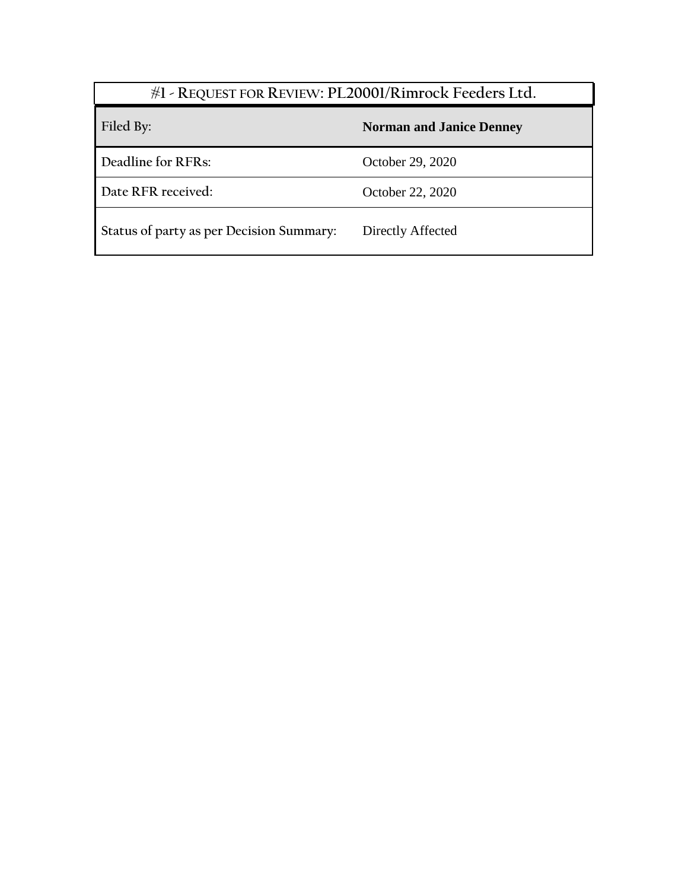| #1 - Request for Review: PL20001/Rimrock Feeders Ltd. | |
|---|---|
| Filed By: | **Norman and Janice Denney** |
| Deadline for RFRs: | October 29, 2020 |
| Date RFR received: | October 22, 2020 |
| Status of party as per Decision Summary: | Directly Affected |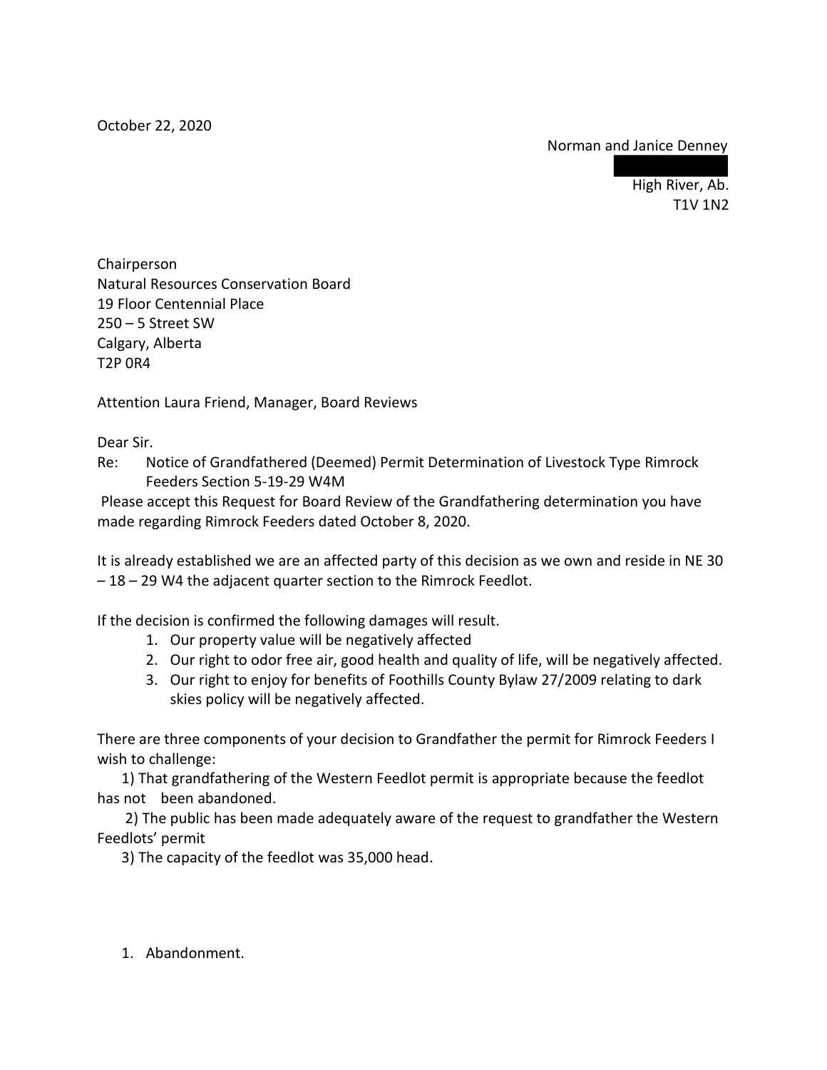October 22, 2020

Norman and Janice Denney

High River, Ab.
T1V 1N2

Chairperson
Natural Resources Conservation Board
19 Floor Centennial Place
250 – 5 Street SW
Calgary, Alberta
T2P 0R4

Attention Laura Friend, Manager, Board Reviews

Dear Sir.

Re: Notice of Grandfathered (Deemed) Permit Determination of Livestock Type Rimrock Feeders Section 5-19-29 W4M

Please accept this Request for Board Review of the Grandfathering determination you have made regarding Rimrock Feeders dated October 8, 2020.

It is already established we are an affected party of this decision as we own and reside in NE 30 – 18 – 29 W4 the adjacent quarter section to the Rimrock Feedlot.

If the decision is confirmed the following damages will result.

1. Our property value will be negatively affected
2. Our right to odor free air, good health and quality of life, will be negatively affected.
3. Our right to enjoy for benefits of Foothills County Bylaw 27/2009 relating to dark skies policy will be negatively affected.

There are three components of your decision to Grandfather the permit for Rimrock Feeders I wish to challenge:

1) That grandfathering of the Western Feedlot permit is appropriate because the feedlot has not been abandoned.
2) The public has been made adequately aware of the request to grandfather the Western Feedlots' permit
3) The capacity of the feedlot was 35,000 head.

1. Abandonment.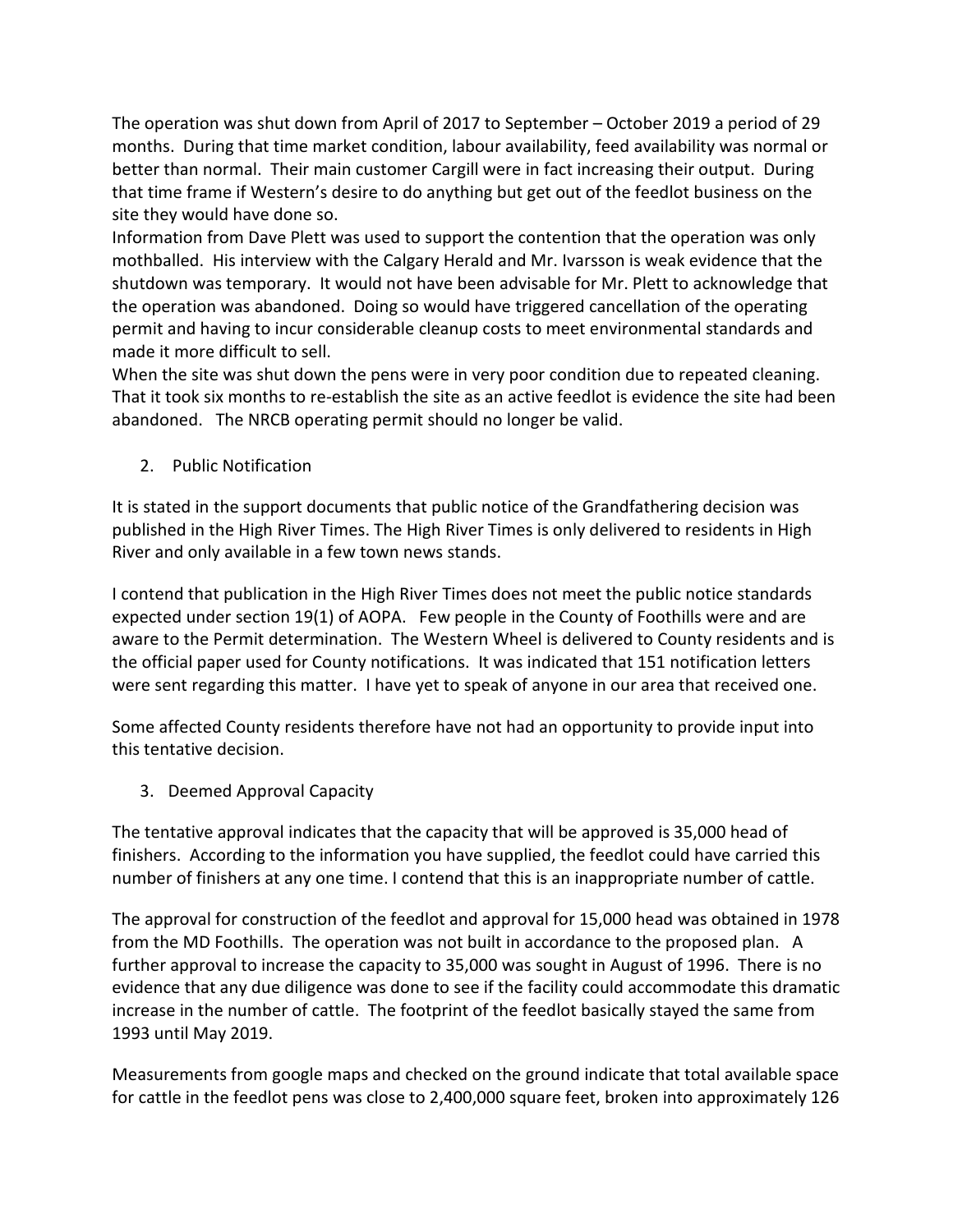The operation was shut down from April of 2017 to September – October 2019 a period of 29 months. During that time market condition, labour availability, feed availability was normal or better than normal. Their main customer Cargill were in fact increasing their output. During that time frame if Western's desire to do anything but get out of the feedlot business on the site they would have done so.

Information from Dave Plett was used to support the contention that the operation was only mothballed. His interview with the Calgary Herald and Mr. Ivarsson is weak evidence that the shutdown was temporary. It would not have been advisable for Mr. Plett to acknowledge that the operation was abandoned. Doing so would have triggered cancellation of the operating permit and having to incur considerable cleanup costs to meet environmental standards and made it more difficult to sell.

When the site was shut down the pens were in very poor condition due to repeated cleaning. That it took six months to re-establish the site as an active feedlot is evidence the site had been abandoned. The NRCB operating permit should no longer be valid.

2. Public Notification

It is stated in the support documents that public notice of the Grandfathering decision was published in the High River Times. The High River Times is only delivered to residents in High River and only available in a few town news stands.

I contend that publication in the High River Times does not meet the public notice standards expected under section 19(1) of AOPA. Few people in the County of Foothills were and are aware to the Permit determination. The Western Wheel is delivered to County residents and is the official paper used for County notifications. It was indicated that 151 notification letters were sent regarding this matter. I have yet to speak of anyone in our area that received one.

Some affected County residents therefore have not had an opportunity to provide input into this tentative decision.

3. Deemed Approval Capacity

The tentative approval indicates that the capacity that will be approved is 35,000 head of finishers. According to the information you have supplied, the feedlot could have carried this number of finishers at any one time. I contend that this is an inappropriate number of cattle.

The approval for construction of the feedlot and approval for 15,000 head was obtained in 1978 from the MD Foothills. The operation was not built in accordance to the proposed plan. A further approval to increase the capacity to 35,000 was sought in August of 1996. There is no evidence that any due diligence was done to see if the facility could accommodate this dramatic increase in the number of cattle. The footprint of the feedlot basically stayed the same from 1993 until May 2019.

Measurements from google maps and checked on the ground indicate that total available space for cattle in the feedlot pens was close to 2,400,000 square feet, broken into approximately 126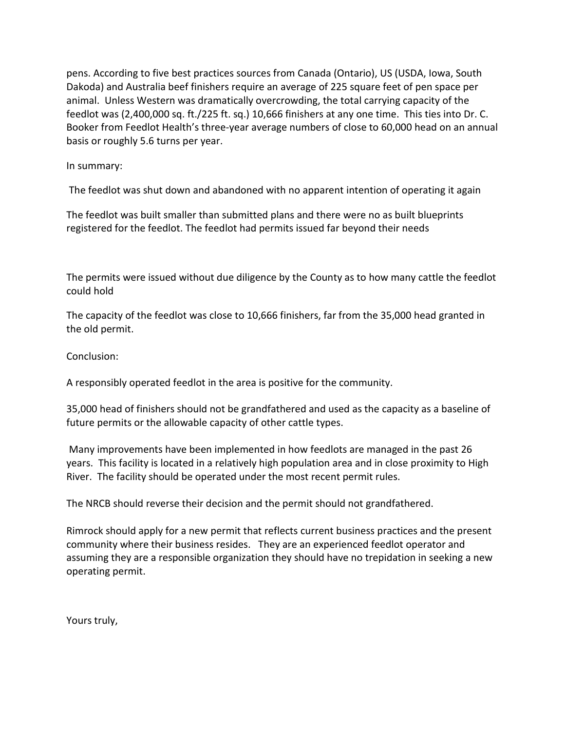pens. According to five best practices sources from Canada (Ontario), US (USDA, Iowa, South Dakoda) and Australia beef finishers require an average of 225 square feet of pen space per animal. Unless Western was dramatically overcrowding, the total carrying capacity of the feedlot was (2,400,000 sq. ft./225 ft. sq.) 10,666 finishers at any one time. This ties into Dr. C. Booker from Feedlot Health's three-year average numbers of close to 60,000 head on an annual basis or roughly 5.6 turns per year.

In summary:

The feedlot was shut down and abandoned with no apparent intention of operating it again

The feedlot was built smaller than submitted plans and there were no as built blueprints registered for the feedlot. The feedlot had permits issued far beyond their needs

The permits were issued without due diligence by the County as to how many cattle the feedlot could hold

The capacity of the feedlot was close to 10,666 finishers, far from the 35,000 head granted in the old permit.

Conclusion:

A responsibly operated feedlot in the area is positive for the community.

35,000 head of finishers should not be grandfathered and used as the capacity as a baseline of future permits or the allowable capacity of other cattle types.

Many improvements have been implemented in how feedlots are managed in the past 26 years. This facility is located in a relatively high population area and in close proximity to High River. The facility should be operated under the most recent permit rules.

The NRCB should reverse their decision and the permit should not grandfathered.

Rimrock should apply for a new permit that reflects current business practices and the present community where their business resides. They are an experienced feedlot operator and assuming they are a responsible organization they should have no trepidation in seeking a new operating permit.

Yours truly,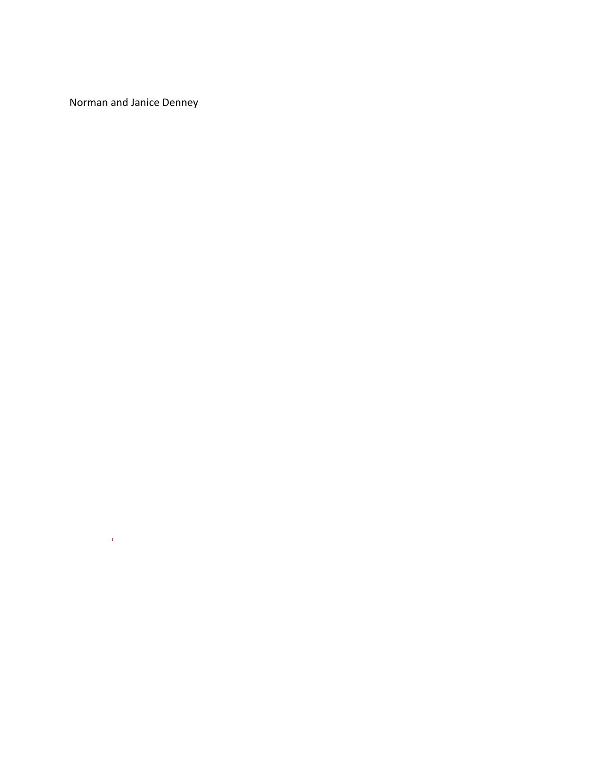Norman and Janice Denney